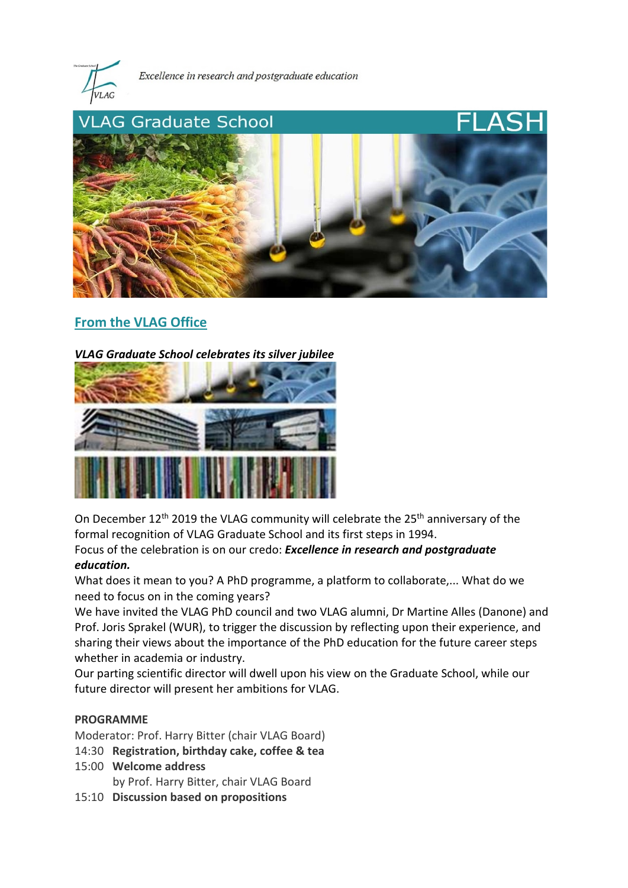Excellence in research and postgraduate education

# VLAG Graduate School FLASH

## From the VLAG Office

***VLAG Graduate School celebrates its silver jubilee***

On December 12th 2019 the VLAG community will celebrate the 25th anniversary of the formal recognition of VLAG Graduate School and its first steps in 1994.
Focus of the celebration is on our credo: ***Excellence in research and postgraduate education.***
What does it mean to you? A PhD programme, a platform to collaborate,... What do we need to focus on in the coming years?
We have invited the VLAG PhD council and two VLAG alumni, Dr Martine Alles (Danone) and Prof. Joris Sprakel (WUR), to trigger the discussion by reflecting upon their experience, and sharing their views about the importance of the PhD education for the future career steps whether in academia or industry.
Our parting scientific director will dwell upon his view on the Graduate School, while our future director will present her ambitions for VLAG.

**PROGRAMME**

Moderator: Prof. Harry Bitter (chair VLAG Board)

14:30 **Registration, birthday cake, coffee & tea**

15:00 **Welcome address**
by Prof. Harry Bitter, chair VLAG Board

15:10 **Discussion based on propositions**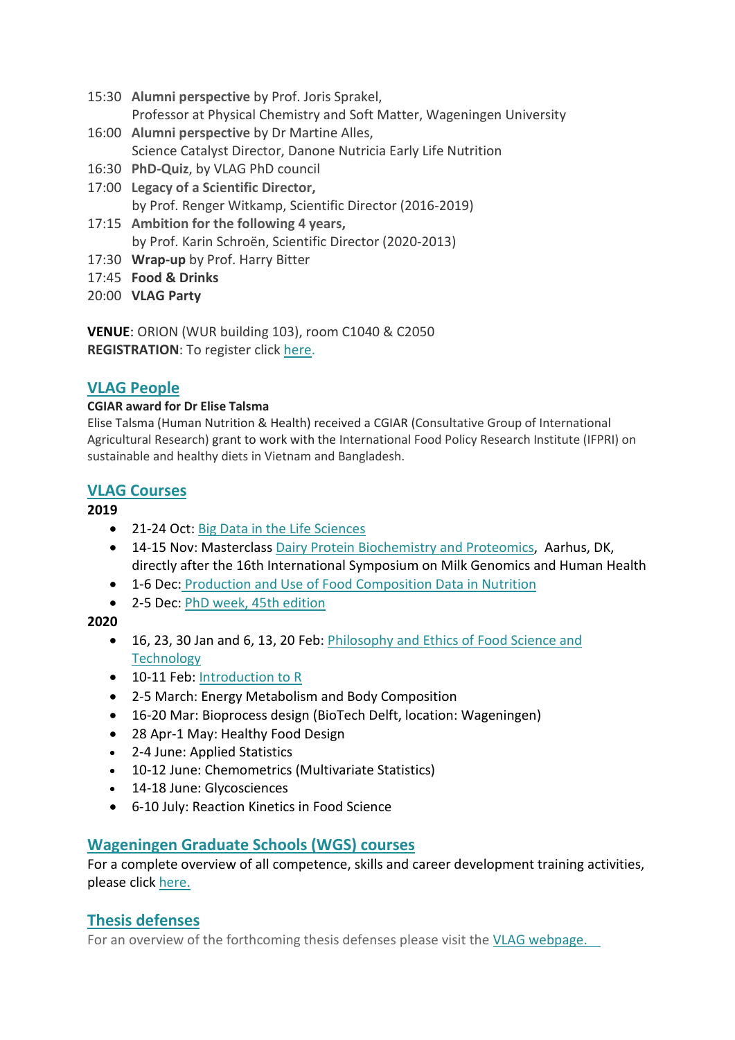15:30 **Alumni perspective** by Prof. Joris Sprakel,
Professor at Physical Chemistry and Soft Matter, Wageningen University

16:00 **Alumni perspective** by Dr Martine Alles,
Science Catalyst Director, Danone Nutricia Early Life Nutrition

16:30 **PhD-Quiz**, by VLAG PhD council

17:00 **Legacy of a Scientific Director,**
by Prof. Renger Witkamp, Scientific Director (2016-2019)

17:15 **Ambition for the following 4 years,**
by Prof. Karin Schroën, Scientific Director (2020-2013)

17:30 **Wrap-up** by Prof. Harry Bitter

17:45 **Food & Drinks**

20:00 **VLAG Party**

**VENUE**: ORION (WUR building 103), room C1040 & C2050
**REGISTRATION**: To register click here.

## VLAG People

**CGIAR award for Dr Elise Talsma**

Elise Talsma (Human Nutrition & Health) received a CGIAR (Consultative Group of International Agricultural Research) grant to work with the International Food Policy Research Institute (IFPRI) on sustainable and healthy diets in Vietnam and Bangladesh.

## VLAG Courses

**2019**

- 21-24 Oct: Big Data in the Life Sciences
- 14-15 Nov: Masterclass Dairy Protein Biochemistry and Proteomics, Aarhus, DK, directly after the 16th International Symposium on Milk Genomics and Human Health
- 1-6 Dec: Production and Use of Food Composition Data in Nutrition
- 2-5 Dec: PhD week, 45th edition

**2020**

- 16, 23, 30 Jan and 6, 13, 20 Feb: Philosophy and Ethics of Food Science and Technology
- 10-11 Feb: Introduction to R
- 2-5 March: Energy Metabolism and Body Composition
- 16-20 Mar: Bioprocess design (BioTech Delft, location: Wageningen)
- 28 Apr-1 May: Healthy Food Design
- 2-4 June: Applied Statistics
- 10-12 June: Chemometrics (Multivariate Statistics)
- 14-18 June: Glycosciences
- 6-10 July: Reaction Kinetics in Food Science

## Wageningen Graduate Schools (WGS) courses

For a complete overview of all competence, skills and career development training activities, please click here.

## Thesis defenses

For an overview of the forthcoming thesis defenses please visit the VLAG webpage.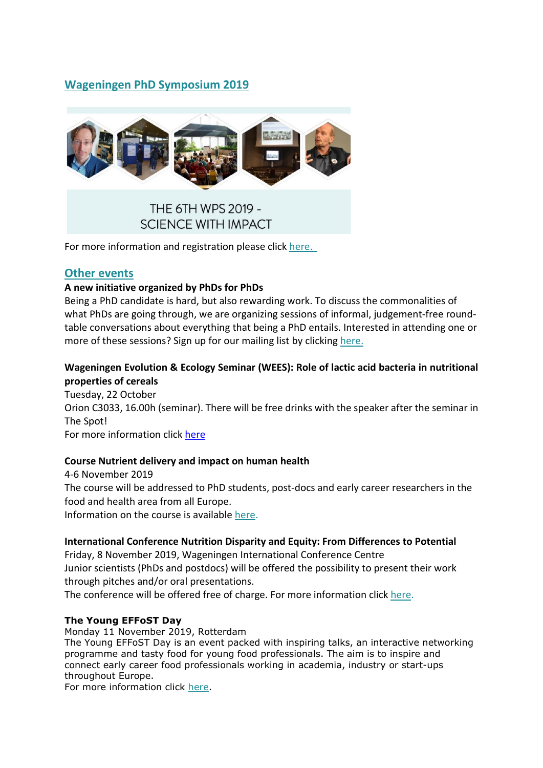## Wageningen PhD Symposium 2019

THE 6TH WPS 2019 - SCIENCE WITH IMPACT

For more information and registration please click here.

## Other events

**A new initiative organized by PhDs for PhDs**

Being a PhD candidate is hard, but also rewarding work. To discuss the commonalities of what PhDs are going through, we are organizing sessions of informal, judgement-free round-table conversations about everything that being a PhD entails. Interested in attending one or more of these sessions? Sign up for our mailing list by clicking here.

**Wageningen Evolution & Ecology Seminar (WEES): Role of lactic acid bacteria in nutritional properties of cereals**

Tuesday, 22 October

Orion C3033, 16.00h (seminar). There will be free drinks with the speaker after the seminar in The Spot!

For more information click here

**Course Nutrient delivery and impact on human health**

4-6 November 2019

The course will be addressed to PhD students, post-docs and early career researchers in the food and health area from all Europe.

Information on the course is available here.

**International Conference Nutrition Disparity and Equity: From Differences to Potential**

Friday, 8 November 2019, Wageningen International Conference Centre

Junior scientists (PhDs and postdocs) will be offered the possibility to present their work through pitches and/or oral presentations.

The conference will be offered free of charge. For more information click here.

**The Young EFFoST Day**

Monday 11 November 2019, Rotterdam

The Young EFFoST Day is an event packed with inspiring talks, an interactive networking programme and tasty food for young food professionals. The aim is to inspire and connect early career food professionals working in academia, industry or start-ups throughout Europe.

For more information click here.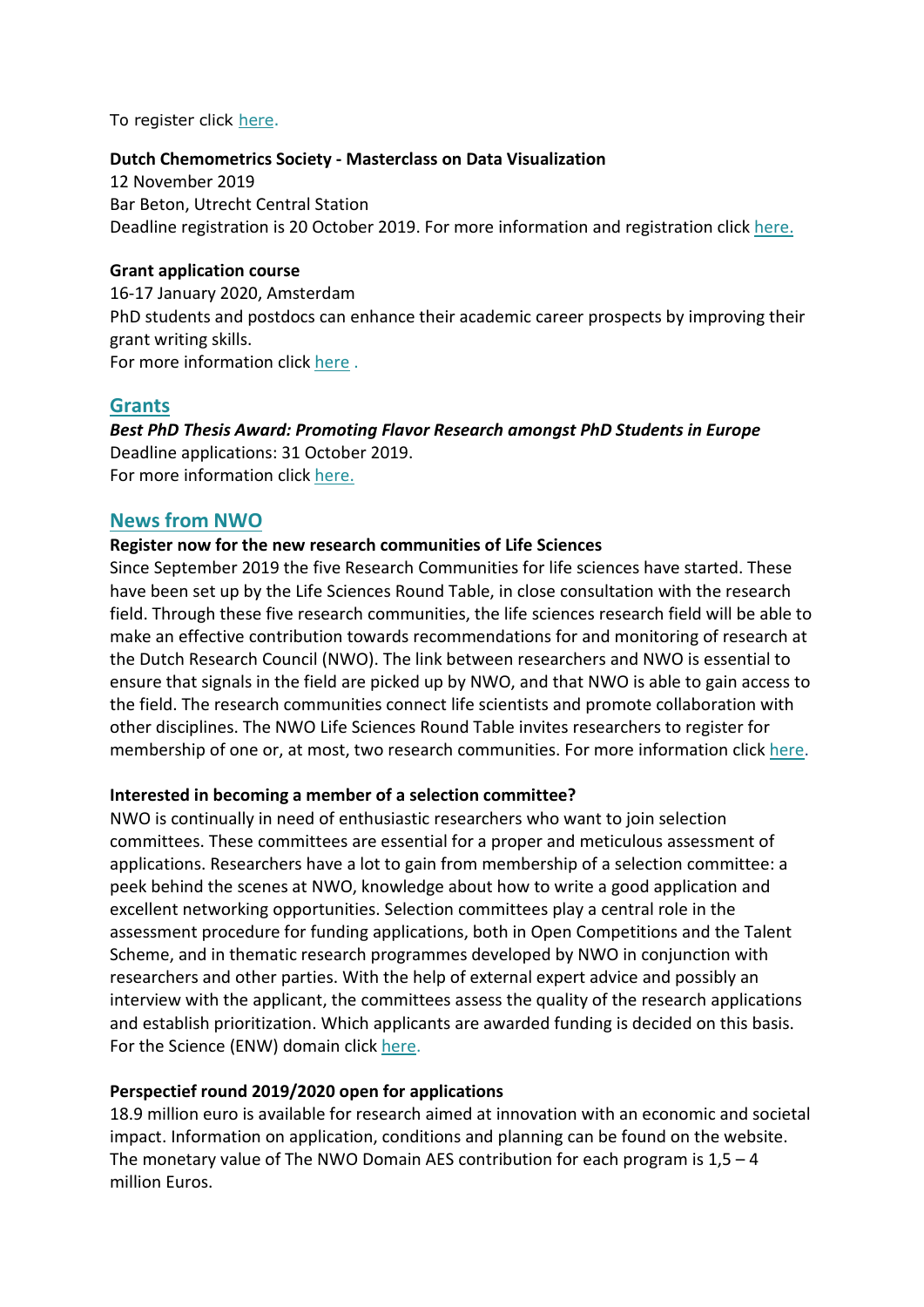To register click here.

**Dutch Chemometrics Society - Masterclass on Data Visualization**
12 November 2019
Bar Beton, Utrecht Central Station
Deadline registration is 20 October 2019. For more information and registration click here.

**Grant application course**
16-17 January 2020, Amsterdam
PhD students and postdocs can enhance their academic career prospects by improving their grant writing skills.
For more information click here .

## Grants

***Best PhD Thesis Award: Promoting Flavor Research amongst PhD Students in Europe***
Deadline applications: 31 October 2019.
For more information click here.

## News from NWO

**Register now for the new research communities of Life Sciences**
Since September 2019 the five Research Communities for life sciences have started. These have been set up by the Life Sciences Round Table, in close consultation with the research field. Through these five research communities, the life sciences research field will be able to make an effective contribution towards recommendations for and monitoring of research at the Dutch Research Council (NWO). The link between researchers and NWO is essential to ensure that signals in the field are picked up by NWO, and that NWO is able to gain access to the field. The research communities connect life scientists and promote collaboration with other disciplines. The NWO Life Sciences Round Table invites researchers to register for membership of one or, at most, two research communities. For more information click here.

**Interested in becoming a member of a selection committee?**
NWO is continually in need of enthusiastic researchers who want to join selection committees. These committees are essential for a proper and meticulous assessment of applications. Researchers have a lot to gain from membership of a selection committee: a peek behind the scenes at NWO, knowledge about how to write a good application and excellent networking opportunities. Selection committees play a central role in the assessment procedure for funding applications, both in Open Competitions and the Talent Scheme, and in thematic research programmes developed by NWO in conjunction with researchers and other parties. With the help of external expert advice and possibly an interview with the applicant, the committees assess the quality of the research applications and establish prioritization. Which applicants are awarded funding is decided on this basis. For the Science (ENW) domain click here.

**Perspectief round 2019/2020 open for applications**
18.9 million euro is available for research aimed at innovation with an economic and societal impact. Information on application, conditions and planning can be found on the website. The monetary value of The NWO Domain AES contribution for each program is 1,5 – 4 million Euros.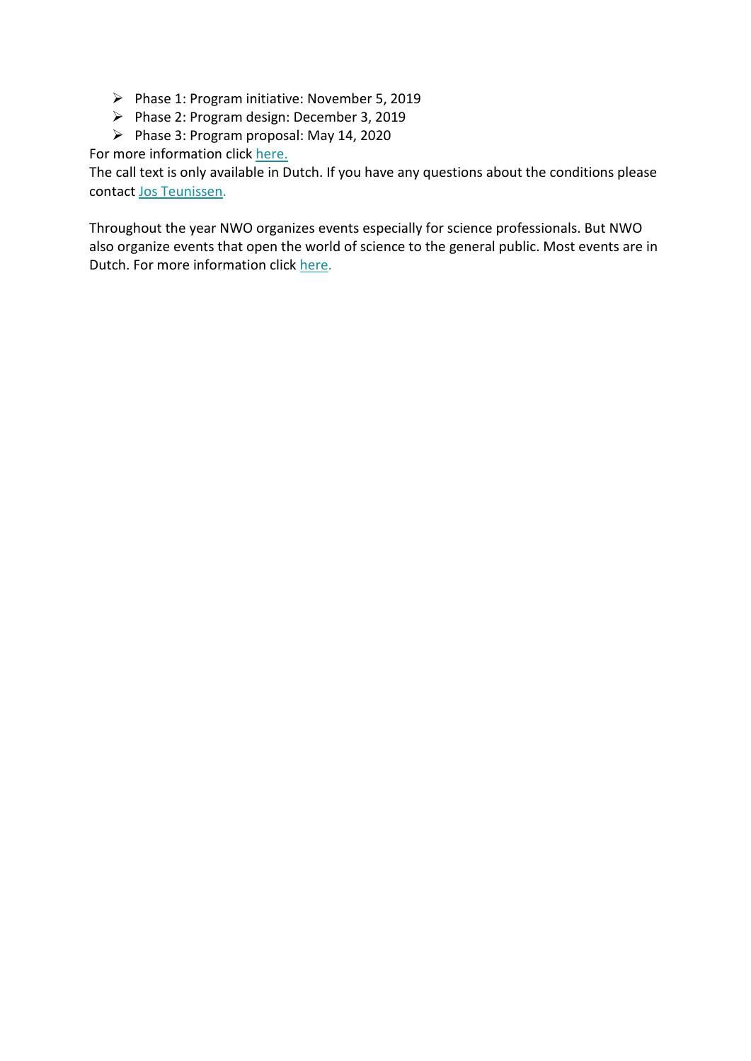- Phase 1: Program initiative: November 5, 2019
- Phase 2: Program design: December 3, 2019
- Phase 3: Program proposal: May 14, 2020

For more information click here.

The call text is only available in Dutch. If you have any questions about the conditions please contact Jos Teunissen.

Throughout the year NWO organizes events especially for science professionals. But NWO also organize events that open the world of science to the general public. Most events are in Dutch. For more information click here.